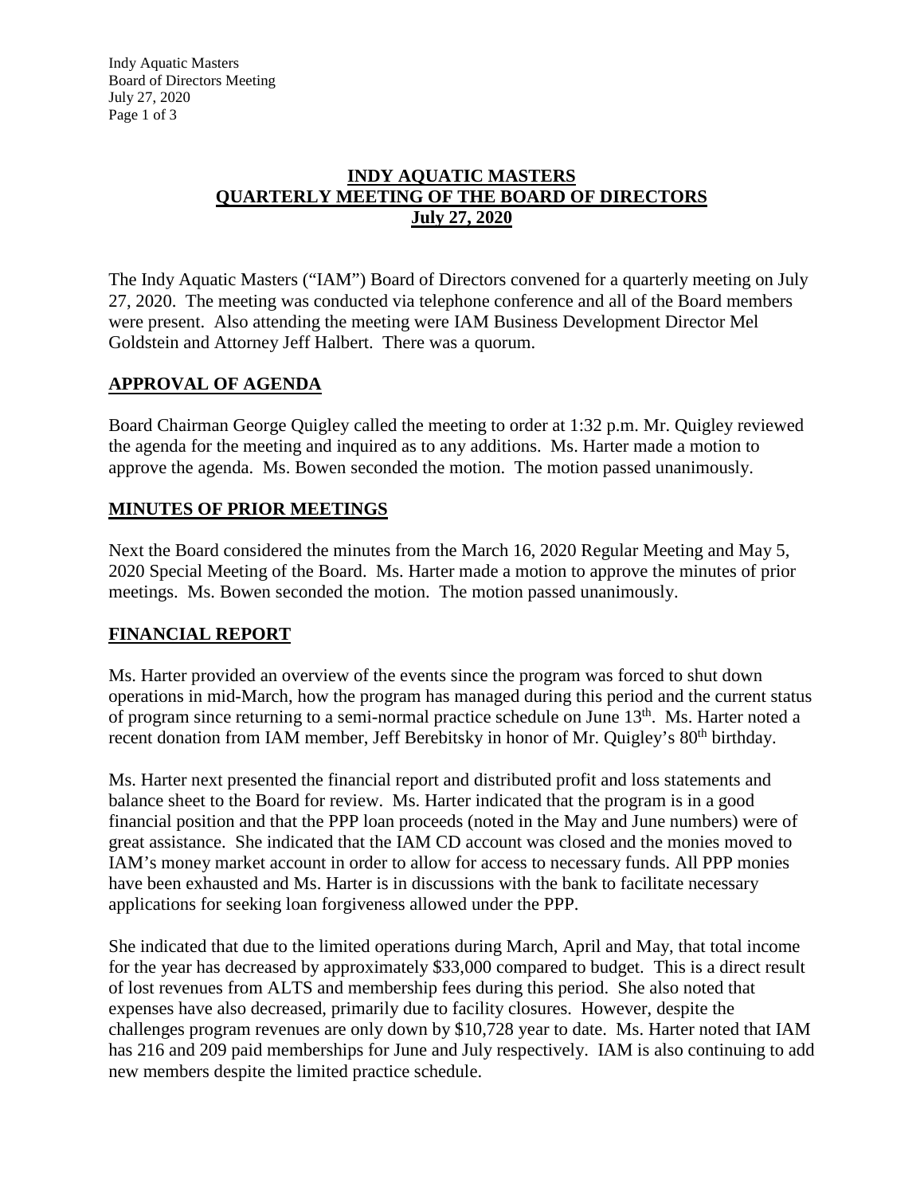# INDY AQUATIC MASTERS
# QUARTERLY MEETING OF THE BOARD OF DIRECTORS
# July 27, 2020

The Indy Aquatic Masters ("IAM") Board of Directors convened for a quarterly meeting on July 27, 2020. The meeting was conducted via telephone conference and all of the Board members were present. Also attending the meeting were IAM Business Development Director Mel Goldstein and Attorney Jeff Halbert. There was a quorum.

## APPROVAL OF AGENDA

Board Chairman George Quigley called the meeting to order at 1:32 p.m. Mr. Quigley reviewed the agenda for the meeting and inquired as to any additions. Ms. Harter made a motion to approve the agenda. Ms. Bowen seconded the motion. The motion passed unanimously.

## MINUTES OF PRIOR MEETINGS

Next the Board considered the minutes from the March 16, 2020 Regular Meeting and May 5, 2020 Special Meeting of the Board. Ms. Harter made a motion to approve the minutes of prior meetings. Ms. Bowen seconded the motion. The motion passed unanimously.

## FINANCIAL REPORT

Ms. Harter provided an overview of the events since the program was forced to shut down operations in mid-March, how the program has managed during this period and the current status of program since returning to a semi-normal practice schedule on June 13th. Ms. Harter noted a recent donation from IAM member, Jeff Berebitsky in honor of Mr. Quigley's 80th birthday.

Ms. Harter next presented the financial report and distributed profit and loss statements and balance sheet to the Board for review. Ms. Harter indicated that the program is in a good financial position and that the PPP loan proceeds (noted in the May and June numbers) were of great assistance. She indicated that the IAM CD account was closed and the monies moved to IAM's money market account in order to allow for access to necessary funds. All PPP monies have been exhausted and Ms. Harter is in discussions with the bank to facilitate necessary applications for seeking loan forgiveness allowed under the PPP.

She indicated that due to the limited operations during March, April and May, that total income for the year has decreased by approximately $33,000 compared to budget. This is a direct result of lost revenues from ALTS and membership fees during this period. She also noted that expenses have also decreased, primarily due to facility closures. However, despite the challenges program revenues are only down by $10,728 year to date. Ms. Harter noted that IAM has 216 and 209 paid memberships for June and July respectively. IAM is also continuing to add new members despite the limited practice schedule.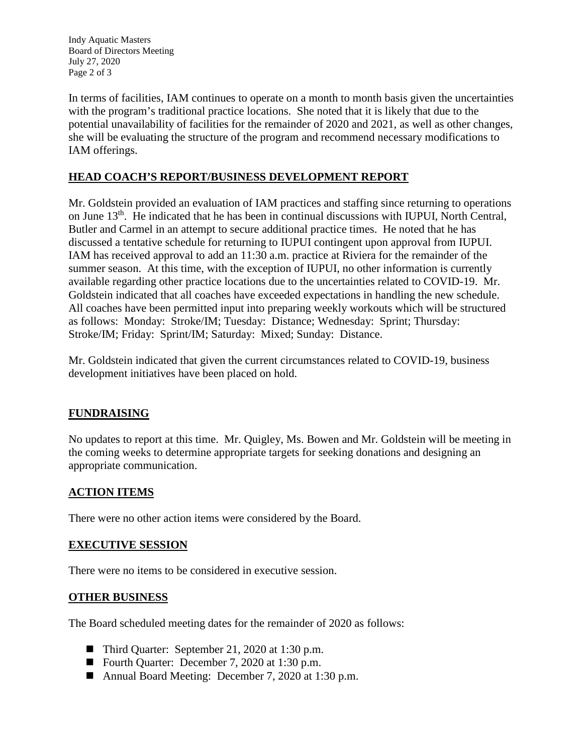In terms of facilities, IAM continues to operate on a month to month basis given the uncertainties with the program's traditional practice locations. She noted that it is likely that due to the potential unavailability of facilities for the remainder of 2020 and 2021, as well as other changes, she will be evaluating the structure of the program and recommend necessary modifications to IAM offerings.

## HEAD COACH'S REPORT/BUSINESS DEVELOPMENT REPORT

Mr. Goldstein provided an evaluation of IAM practices and staffing since returning to operations on June 13th. He indicated that he has been in continual discussions with IUPUI, North Central, Butler and Carmel in an attempt to secure additional practice times. He noted that he has discussed a tentative schedule for returning to IUPUI contingent upon approval from IUPUI. IAM has received approval to add an 11:30 a.m. practice at Riviera for the remainder of the summer season. At this time, with the exception of IUPUI, no other information is currently available regarding other practice locations due to the uncertainties related to COVID-19. Mr. Goldstein indicated that all coaches have exceeded expectations in handling the new schedule. All coaches have been permitted input into preparing weekly workouts which will be structured as follows: Monday: Stroke/IM; Tuesday: Distance; Wednesday: Sprint; Thursday: Stroke/IM; Friday: Sprint/IM; Saturday: Mixed; Sunday: Distance.

Mr. Goldstein indicated that given the current circumstances related to COVID-19, business development initiatives have been placed on hold.

## FUNDRAISING

No updates to report at this time. Mr. Quigley, Ms. Bowen and Mr. Goldstein will be meeting in the coming weeks to determine appropriate targets for seeking donations and designing an appropriate communication.

## ACTION ITEMS

There were no other action items were considered by the Board.

## EXECUTIVE SESSION

There were no items to be considered in executive session.

## OTHER BUSINESS

The Board scheduled meeting dates for the remainder of 2020 as follows:

- Third Quarter: September 21, 2020 at 1:30 p.m.
- Fourth Quarter: December 7, 2020 at 1:30 p.m.
- Annual Board Meeting: December 7, 2020 at 1:30 p.m.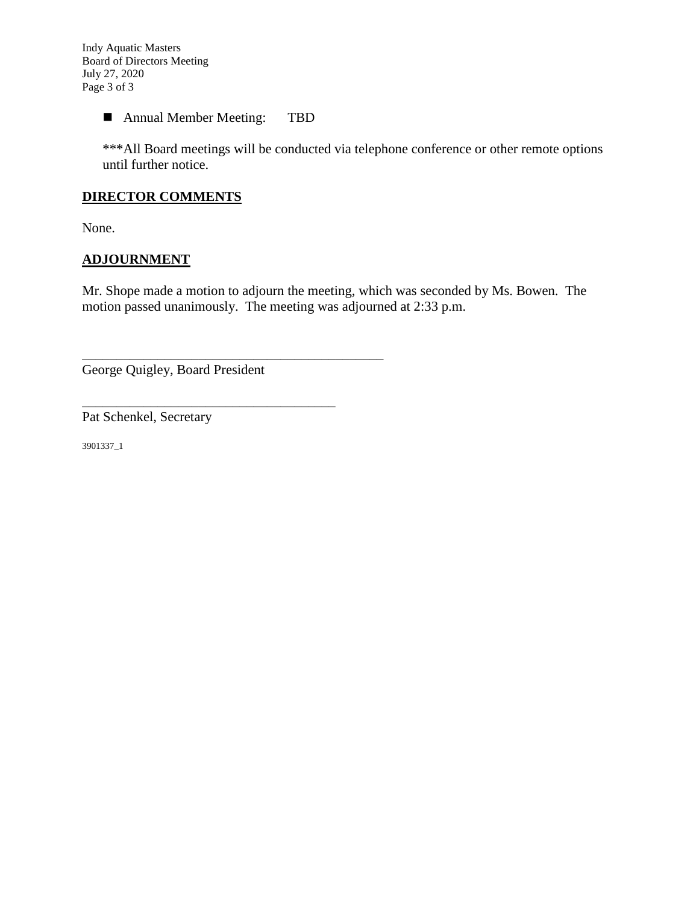- Annual Member Meeting: TBD

***All Board meetings will be conducted via telephone conference or other remote options until further notice.

## DIRECTOR COMMENTS

None.

## ADJOURNMENT

Mr. Shope made a motion to adjourn the meeting, which was seconded by Ms. Bowen. The motion passed unanimously. The meeting was adjourned at 2:33 p.m.

_______________________________________________
George Quigley, Board President

_______________________________________
Pat Schenkel, Secretary

3901337_1